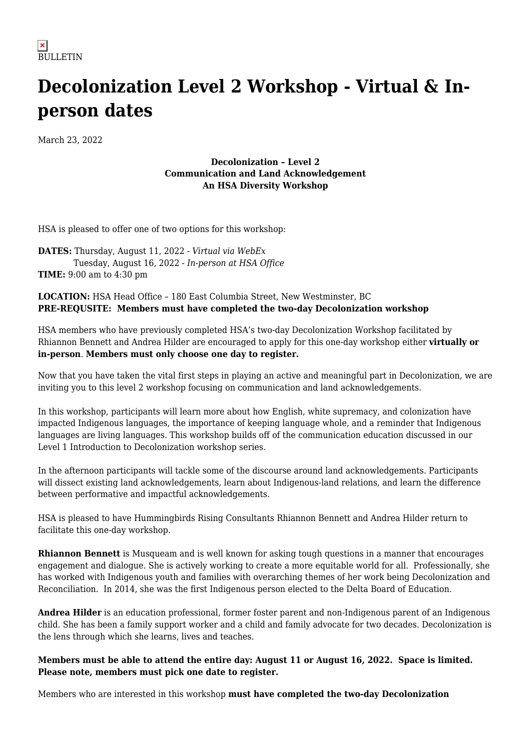BULLETIN

# Decolonization Level 2 Workshop - Virtual & In-person dates

March 23, 2022

**Decolonization – Level 2**
**Communication and Land Acknowledgement**
**An HSA Diversity Workshop**

HSA is pleased to offer one of two options for this workshop:

**DATES:** Thursday, August 11, 2022 - *Virtual via WebEx*
Tuesday, August 16, 2022 - *In-person at HSA Office*
**TIME:** 9:00 am to 4:30 pm

**LOCATION:** HSA Head Office – 180 East Columbia Street, New Westminster, BC
**PRE-REQUSITE: Members must have completed the two-day Decolonization workshop**

HSA members who have previously completed HSA's two-day Decolonization Workshop facilitated by Rhiannon Bennett and Andrea Hilder are encouraged to apply for this one-day workshop either **virtually or in-person**. **Members must only choose one day to register.**

Now that you have taken the vital first steps in playing an active and meaningful part in Decolonization, we are inviting you to this level 2 workshop focusing on communication and land acknowledgements.

In this workshop, participants will learn more about how English, white supremacy, and colonization have impacted Indigenous languages, the importance of keeping language whole, and a reminder that Indigenous languages are living languages. This workshop builds off of the communication education discussed in our Level 1 Introduction to Decolonization workshop series.

In the afternoon participants will tackle some of the discourse around land acknowledgements. Participants will dissect existing land acknowledgements, learn about Indigenous-land relations, and learn the difference between performative and impactful acknowledgements.

HSA is pleased to have Hummingbirds Rising Consultants Rhiannon Bennett and Andrea Hilder return to facilitate this one-day workshop.

**Rhiannon Bennett** is Musqueam and is well known for asking tough questions in a manner that encourages engagement and dialogue. She is actively working to create a more equitable world for all. Professionally, she has worked with Indigenous youth and families with overarching themes of her work being Decolonization and Reconciliation. In 2014, she was the first Indigenous person elected to the Delta Board of Education.

**Andrea Hilder** is an education professional, former foster parent and non-Indigenous parent of an Indigenous child. She has been a family support worker and a child and family advocate for two decades. Decolonization is the lens through which she learns, lives and teaches.

**Members must be able to attend the entire day: August 11 or August 16, 2022. Space is limited. Please note, members must pick one date to register.**

Members who are interested in this workshop **must have completed the two-day Decolonization**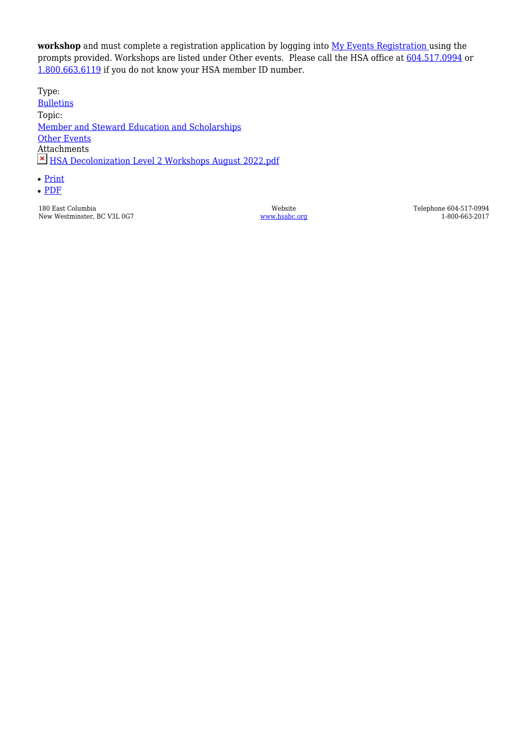**workshop** and must complete a registration application by logging into My Events Registration using the prompts provided. Workshops are listed under Other events.  Please call the HSA office at 604.517.0994 or 1.800.663.6119 if you do not know your HSA member ID number.

Type:
Bulletins
Topic:
Member and Steward Education and Scholarships
Other Events
Attachments
HSA Decolonization Level 2 Workshops August 2022.pdf

- Print
- PDF

180 East Columbia
New Westminster, BC V3L 0G7

Website
www.hsabc.org

Telephone 604-517-0994
1-800-663-2017